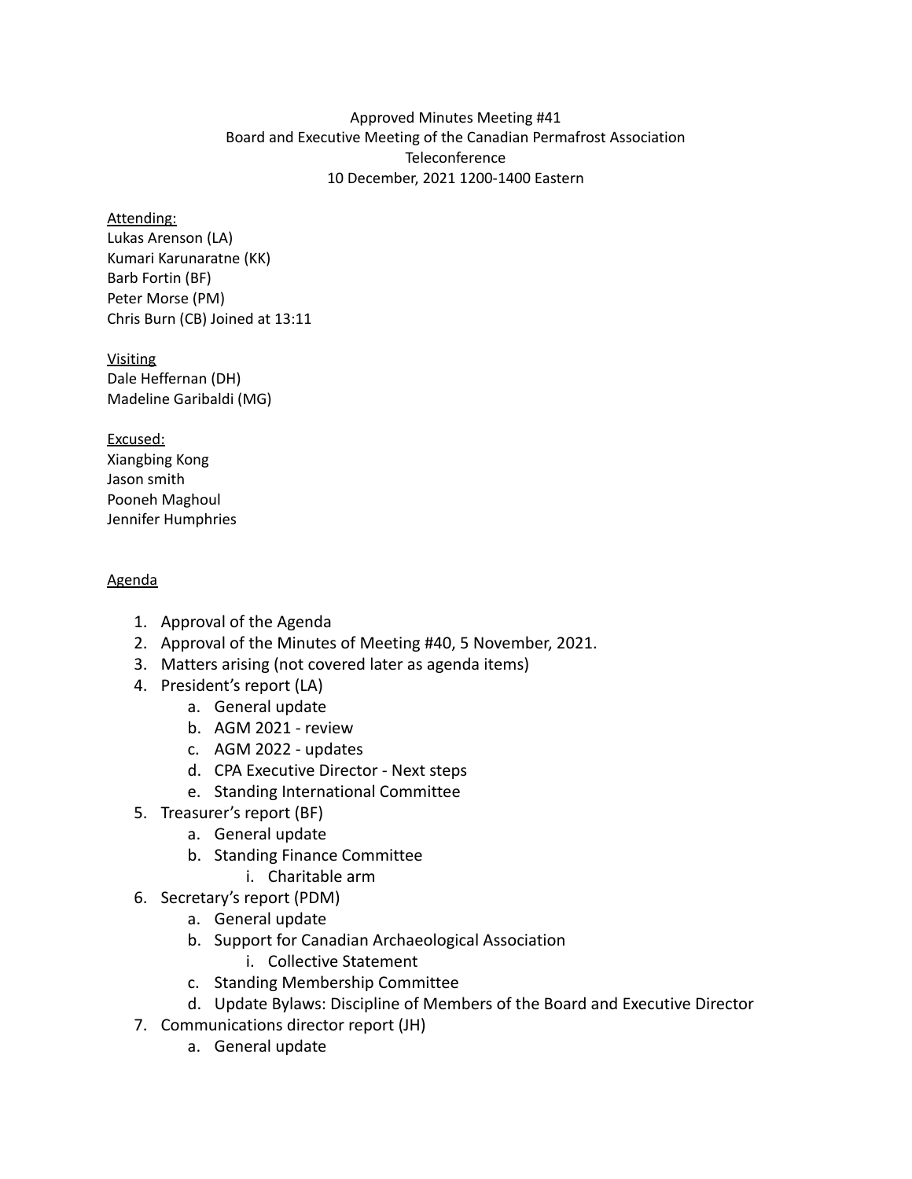Approved Minutes Meeting #41
Board and Executive Meeting of the Canadian Permafrost Association
Teleconference
10 December, 2021 1200-1400 Eastern

Attending:
Lukas Arenson (LA)
Kumari Karunaratne (KK)
Barb Fortin (BF)
Peter Morse (PM)
Chris Burn (CB) Joined at 13:11

Visiting
Dale Heffernan (DH)
Madeline Garibaldi (MG)

Excused:
Xiangbing Kong
Jason smith
Pooneh Maghoul
Jennifer Humphries

Agenda

1. Approval of the Agenda
2. Approval of the Minutes of Meeting #40, 5 November, 2021.
3. Matters arising (not covered later as agenda items)
4. President's report (LA)
    a. General update
    b. AGM 2021 - review
    c. AGM 2022 - updates
    d. CPA Executive Director - Next steps
    e. Standing International Committee
5. Treasurer's report (BF)
    a. General update
    b. Standing Finance Committee
        i. Charitable arm
6. Secretary's report (PDM)
    a. General update
    b. Support for Canadian Archaeological Association
        i. Collective Statement
    c. Standing Membership Committee
    d. Update Bylaws: Discipline of Members of the Board and Executive Director
7. Communications director report (JH)
    a. General update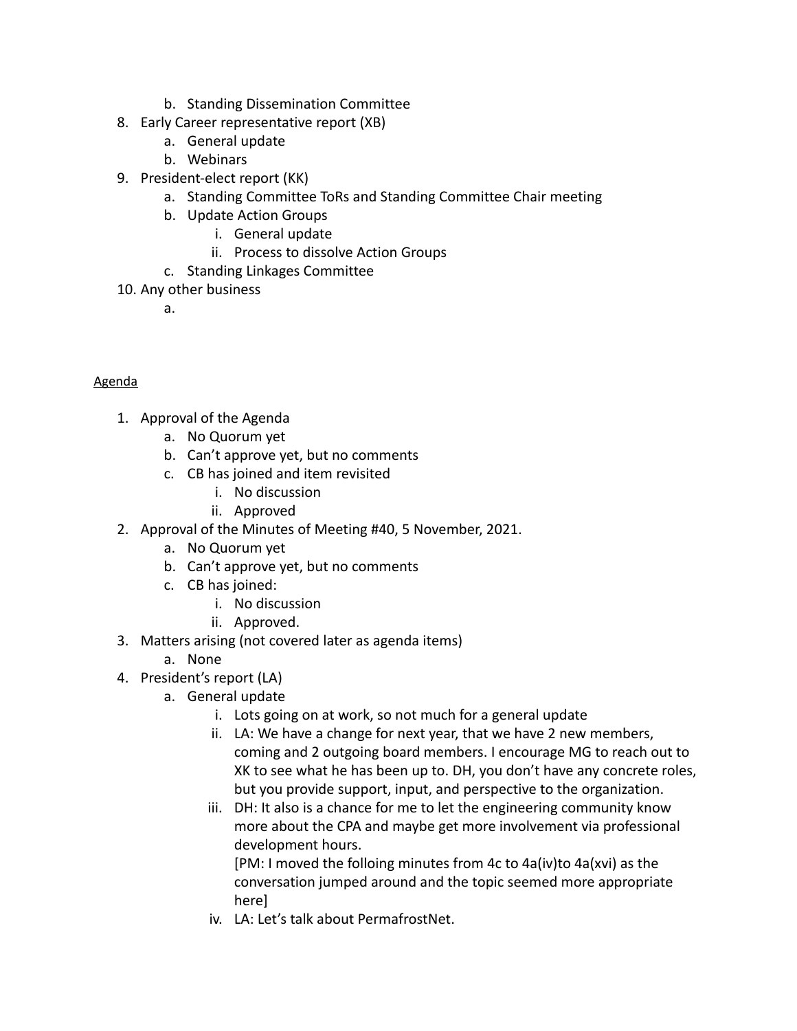b. Standing Dissemination Committee
8. Early Career representative report (XB)
    a. General update
    b. Webinars
9. President-elect report (KK)
    a. Standing Committee ToRs and Standing Committee Chair meeting
    b. Update Action Groups
        i. General update
        ii. Process to dissolve Action Groups
    c. Standing Linkages Committee
10. Any other business
    a.

<u>Agenda</u>

1. Approval of the Agenda
    a. No Quorum yet
    b. Can't approve yet, but no comments
    c. CB has joined and item revisited
        i. No discussion
        ii. Approved
2. Approval of the Minutes of Meeting #40, 5 November, 2021.
    a. No Quorum yet
    b. Can't approve yet, but no comments
    c. CB has joined:
        i. No discussion
        ii. Approved.
3. Matters arising (not covered later as agenda items)
    a. None
4. President's report (LA)
    a. General update
        i. Lots going on at work, so not much for a general update
        ii. LA: We have a change for next year, that we have 2 new members, coming and 2 outgoing board members. I encourage MG to reach out to XK to see what he has been up to. DH, you don't have any concrete roles, but you provide support, input, and perspective to the organization.
        iii. DH: It also is a chance for me to let the engineering community know more about the CPA and maybe get more involvement via professional development hours.
        [PM: I moved the folloing minutes from 4c to 4a(iv)to 4a(xvi) as the conversation jumped around and the topic seemed more appropriate here]
        iv. LA: Let's talk about PermafrostNet.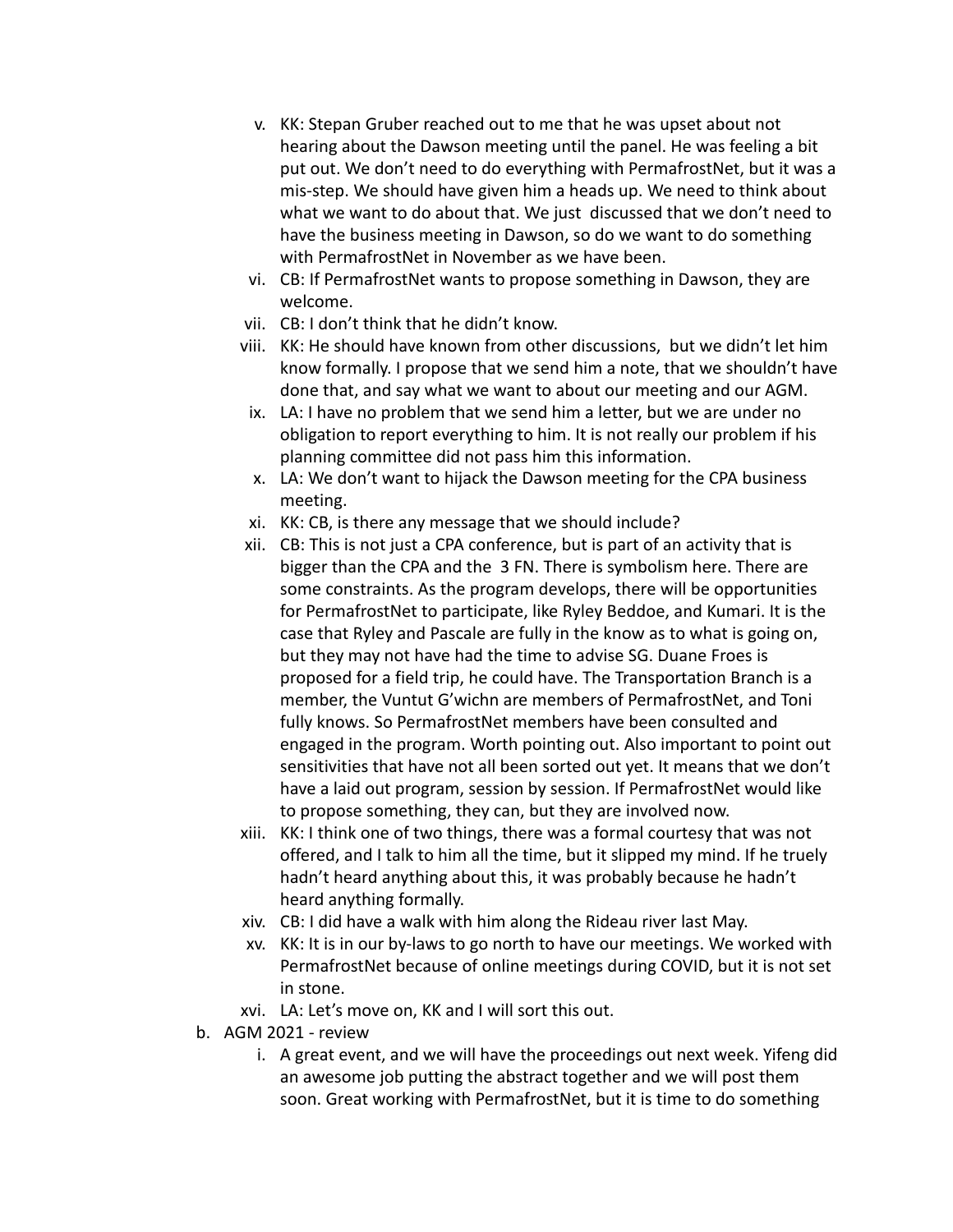v. KK: Stepan Gruber reached out to me that he was upset about not hearing about the Dawson meeting until the panel. He was feeling a bit put out. We don't need to do everything with PermafrostNet, but it was a mis-step. We should have given him a heads up. We need to think about what we want to do about that. We just discussed that we don't need to have the business meeting in Dawson, so do we want to do something with PermafrostNet in November as we have been.

vi. CB: If PermafrostNet wants to propose something in Dawson, they are welcome.

vii. CB: I don't think that he didn't know.

viii. KK: He should have known from other discussions, but we didn't let him know formally. I propose that we send him a note, that we shouldn't have done that, and say what we want to about our meeting and our AGM.

ix. LA: I have no problem that we send him a letter, but we are under no obligation to report everything to him. It is not really our problem if his planning committee did not pass him this information.

x. LA: We don't want to hijack the Dawson meeting for the CPA business meeting.

xi. KK: CB, is there any message that we should include?

xii. CB: This is not just a CPA conference, but is part of an activity that is bigger than the CPA and the 3 FN. There is symbolism here. There are some constraints. As the program develops, there will be opportunities for PermafrostNet to participate, like Ryley Beddoe, and Kumari. It is the case that Ryley and Pascale are fully in the know as to what is going on, but they may not have had the time to advise SG. Duane Froes is proposed for a field trip, he could have. The Transportation Branch is a member, the Vuntut G'wichn are members of PermafrostNet, and Toni fully knows. So PermafrostNet members have been consulted and engaged in the program. Worth pointing out. Also important to point out sensitivities that have not all been sorted out yet. It means that we don't have a laid out program, session by session. If PermafrostNet would like to propose something, they can, but they are involved now.

xiii. KK: I think one of two things, there was a formal courtesy that was not offered, and I talk to him all the time, but it slipped my mind. If he truely hadn't heard anything about this, it was probably because he hadn't heard anything formally.

xiv. CB: I did have a walk with him along the Rideau river last May.

xv. KK: It is in our by-laws to go north to have our meetings. We worked with PermafrostNet because of online meetings during COVID, but it is not set in stone.

xvi. LA: Let's move on, KK and I will sort this out.

b. AGM 2021 - review

i. A great event, and we will have the proceedings out next week. Yifeng did an awesome job putting the abstract together and we will post them soon. Great working with PermafrostNet, but it is time to do something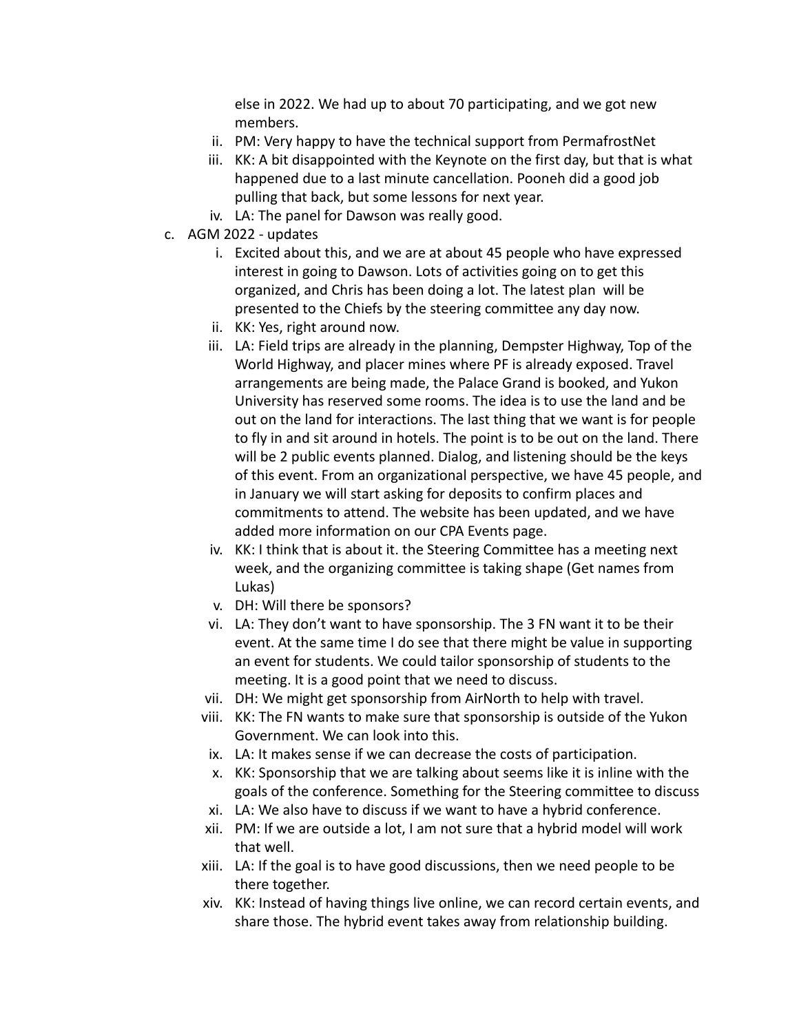else in 2022. We had up to about 70 participating, and we got new members.

   ii. PM: Very happy to have the technical support from PermafrostNet
   iii. KK: A bit disappointed with the Keynote on the first day, but that is what happened due to a last minute cancellation. Pooneh did a good job pulling that back, but some lessons for next year.
   iv. LA: The panel for Dawson was really good.

c. AGM 2022 - updates
   i. Excited about this, and we are at about 45 people who have expressed interest in going to Dawson. Lots of activities going on to get this organized, and Chris has been doing a lot. The latest plan will be presented to the Chiefs by the steering committee any day now.
   ii. KK: Yes, right around now.
   iii. LA: Field trips are already in the planning, Dempster Highway, Top of the World Highway, and placer mines where PF is already exposed. Travel arrangements are being made, the Palace Grand is booked, and Yukon University has reserved some rooms. The idea is to use the land and be out on the land for interactions. The last thing that we want is for people to fly in and sit around in hotels. The point is to be out on the land. There will be 2 public events planned. Dialog, and listening should be the keys of this event. From an organizational perspective, we have 45 people, and in January we will start asking for deposits to confirm places and commitments to attend. The website has been updated, and we have added more information on our CPA Events page.
   iv. KK: I think that is about it. the Steering Committee has a meeting next week, and the organizing committee is taking shape (Get names from Lukas)
   v. DH: Will there be sponsors?
   vi. LA: They don't want to have sponsorship. The 3 FN want it to be their event. At the same time I do see that there might be value in supporting an event for students. We could tailor sponsorship of students to the meeting. It is a good point that we need to discuss.
   vii. DH: We might get sponsorship from AirNorth to help with travel.
   viii. KK: The FN wants to make sure that sponsorship is outside of the Yukon Government. We can look into this.
   ix. LA: It makes sense if we can decrease the costs of participation.
   x. KK: Sponsorship that we are talking about seems like it is inline with the goals of the conference. Something for the Steering committee to discuss
   xi. LA: We also have to discuss if we want to have a hybrid conference.
   xii. PM: If we are outside a lot, I am not sure that a hybrid model will work that well.
   xiii. LA: If the goal is to have good discussions, then we need people to be there together.
   xiv. KK: Instead of having things live online, we can record certain events, and share those. The hybrid event takes away from relationship building.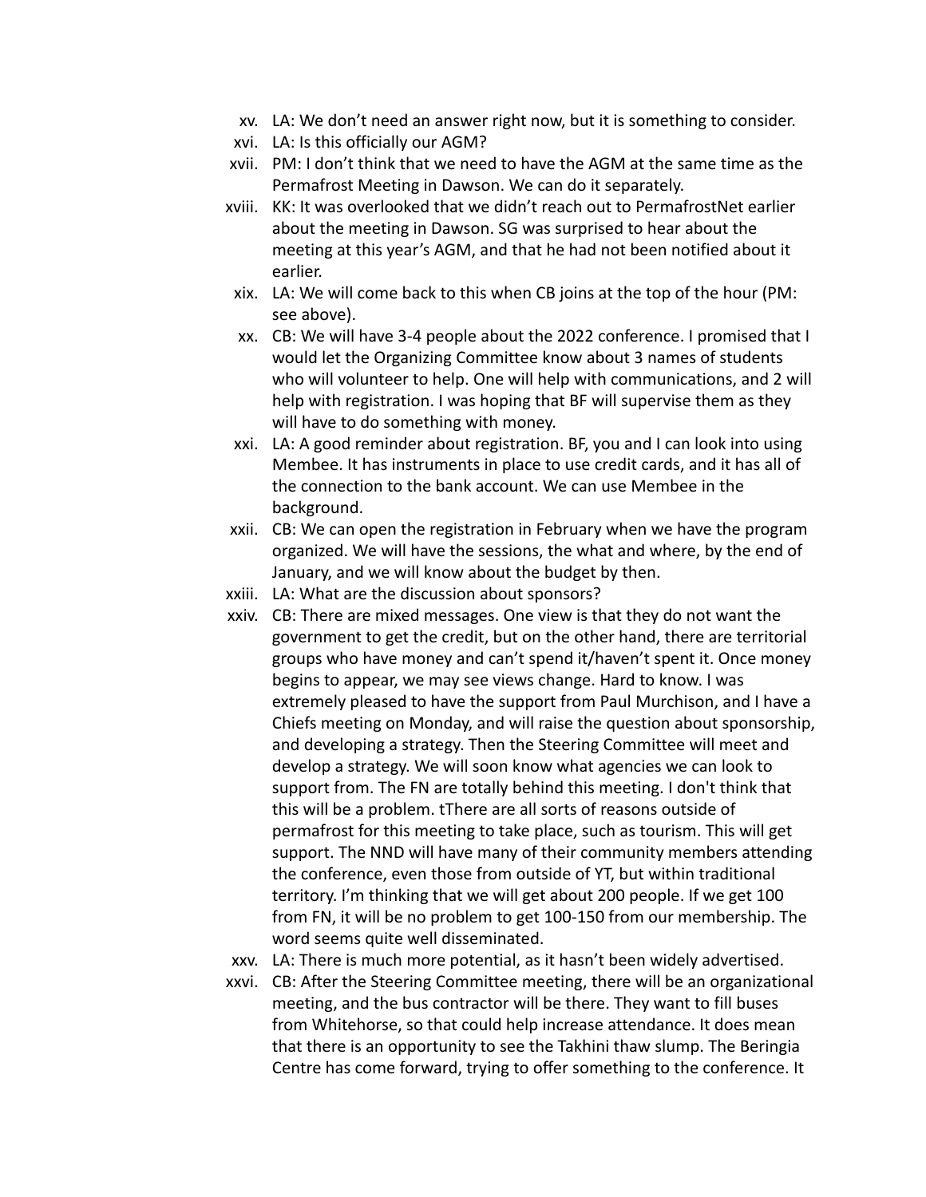xv. LA: We don't need an answer right now, but it is something to consider.
xvi. LA: Is this officially our AGM?
xvii. PM: I don't think that we need to have the AGM at the same time as the Permafrost Meeting in Dawson. We can do it separately.
xviii. KK: It was overlooked that we didn't reach out to PermafrostNet earlier about the meeting in Dawson. SG was surprised to hear about the meeting at this year's AGM, and that he had not been notified about it earlier.
xix. LA: We will come back to this when CB joins at the top of the hour (PM: see above).
xx. CB: We will have 3-4 people about the 2022 conference. I promised that I would let the Organizing Committee know about 3 names of students who will volunteer to help. One will help with communications, and 2 will help with registration. I was hoping that BF will supervise them as they will have to do something with money.
xxi. LA: A good reminder about registration. BF, you and I can look into using Membee. It has instruments in place to use credit cards, and it has all of the connection to the bank account. We can use Membee in the background.
xxii. CB: We can open the registration in February when we have the program organized. We will have the sessions, the what and where, by the end of January, and we will know about the budget by then.
xxiii. LA: What are the discussion about sponsors?
xxiv. CB: There are mixed messages. One view is that they do not want the government to get the credit, but on the other hand, there are territorial groups who have money and can't spend it/haven't spent it. Once money begins to appear, we may see views change. Hard to know. I was extremely pleased to have the support from Paul Murchison, and I have a Chiefs meeting on Monday, and will raise the question about sponsorship, and developing a strategy. Then the Steering Committee will meet and develop a strategy. We will soon know what agencies we can look to support from. The FN are totally behind this meeting. I don't think that this will be a problem. tThere are all sorts of reasons outside of permafrost for this meeting to take place, such as tourism. This will get support. The NND will have many of their community members attending the conference, even those from outside of YT, but within traditional territory. I'm thinking that we will get about 200 people. If we get 100 from FN, it will be no problem to get 100-150 from our membership. The word seems quite well disseminated.
xxv. LA: There is much more potential, as it hasn't been widely advertised.
xxvi. CB: After the Steering Committee meeting, there will be an organizational meeting, and the bus contractor will be there. They want to fill buses from Whitehorse, so that could help increase attendance. It does mean that there is an opportunity to see the Takhini thaw slump. The Beringia Centre has come forward, trying to offer something to the conference. It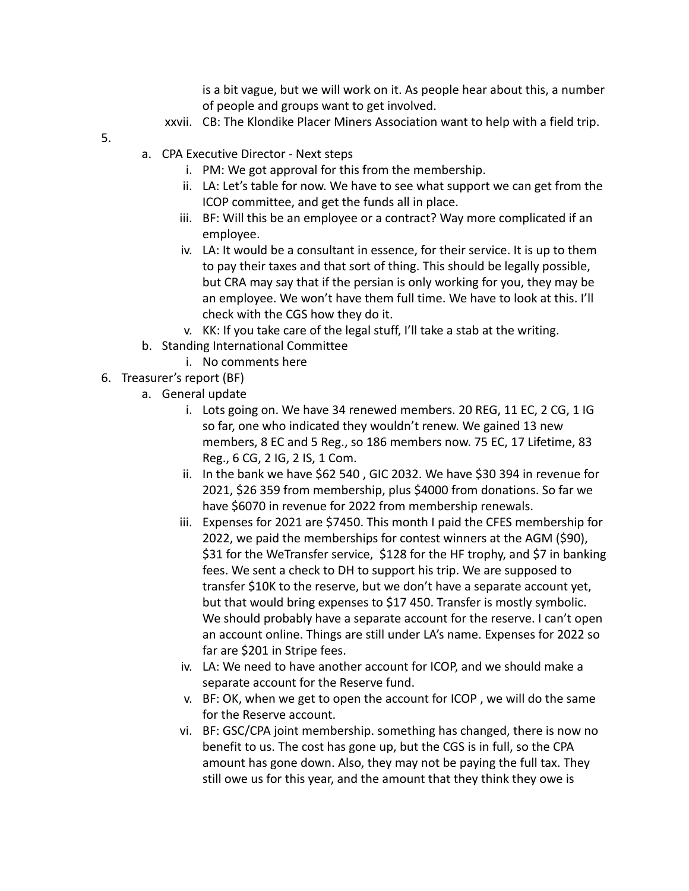is a bit vague, but we will work on it. As people hear about this, a number of people and groups want to get involved.

xxvii. CB: The Klondike Placer Miners Association want to help with a field trip.

5.

a. CPA Executive Director - Next steps

i. PM: We got approval for this from the membership.

ii. LA: Let's table for now. We have to see what support we can get from the ICOP committee, and get the funds all in place.

iii. BF: Will this be an employee or a contract? Way more complicated if an employee.

iv. LA: It would be a consultant in essence, for their service. It is up to them to pay their taxes and that sort of thing. This should be legally possible, but CRA may say that if the persian is only working for you, they may be an employee. We won't have them full time. We have to look at this. I'll check with the CGS how they do it.

v. KK: If you take care of the legal stuff, I'll take a stab at the writing.

b. Standing International Committee

i. No comments here

6. Treasurer's report (BF)

a. General update

i. Lots going on. We have 34 renewed members. 20 REG, 11 EC, 2 CG, 1 IG so far, one who indicated they wouldn't renew. We gained 13 new members, 8 EC and 5 Reg., so 186 members now. 75 EC, 17 Lifetime, 83 Reg., 6 CG, 2 IG, 2 IS, 1 Com.

ii. In the bank we have $62 540 , GIC 2032. We have $30 394 in revenue for 2021, $26 359 from membership, plus $4000 from donations. So far we have $6070 in revenue for 2022 from membership renewals.

iii. Expenses for 2021 are $7450. This month I paid the CFES membership for 2022, we paid the memberships for contest winners at the AGM ($90), $31 for the WeTransfer service, $128 for the HF trophy, and $7 in banking fees. We sent a check to DH to support his trip. We are supposed to transfer $10K to the reserve, but we don't have a separate account yet, but that would bring expenses to $17 450. Transfer is mostly symbolic. We should probably have a separate account for the reserve. I can't open an account online. Things are still under LA's name. Expenses for 2022 so far are $201 in Stripe fees.

iv. LA: We need to have another account for ICOP, and we should make a separate account for the Reserve fund.

v. BF: OK, when we get to open the account for ICOP , we will do the same for the Reserve account.

vi. BF: GSC/CPA joint membership. something has changed, there is now no benefit to us. The cost has gone up, but the CGS is in full, so the CPA amount has gone down. Also, they may not be paying the full tax. They still owe us for this year, and the amount that they think they owe is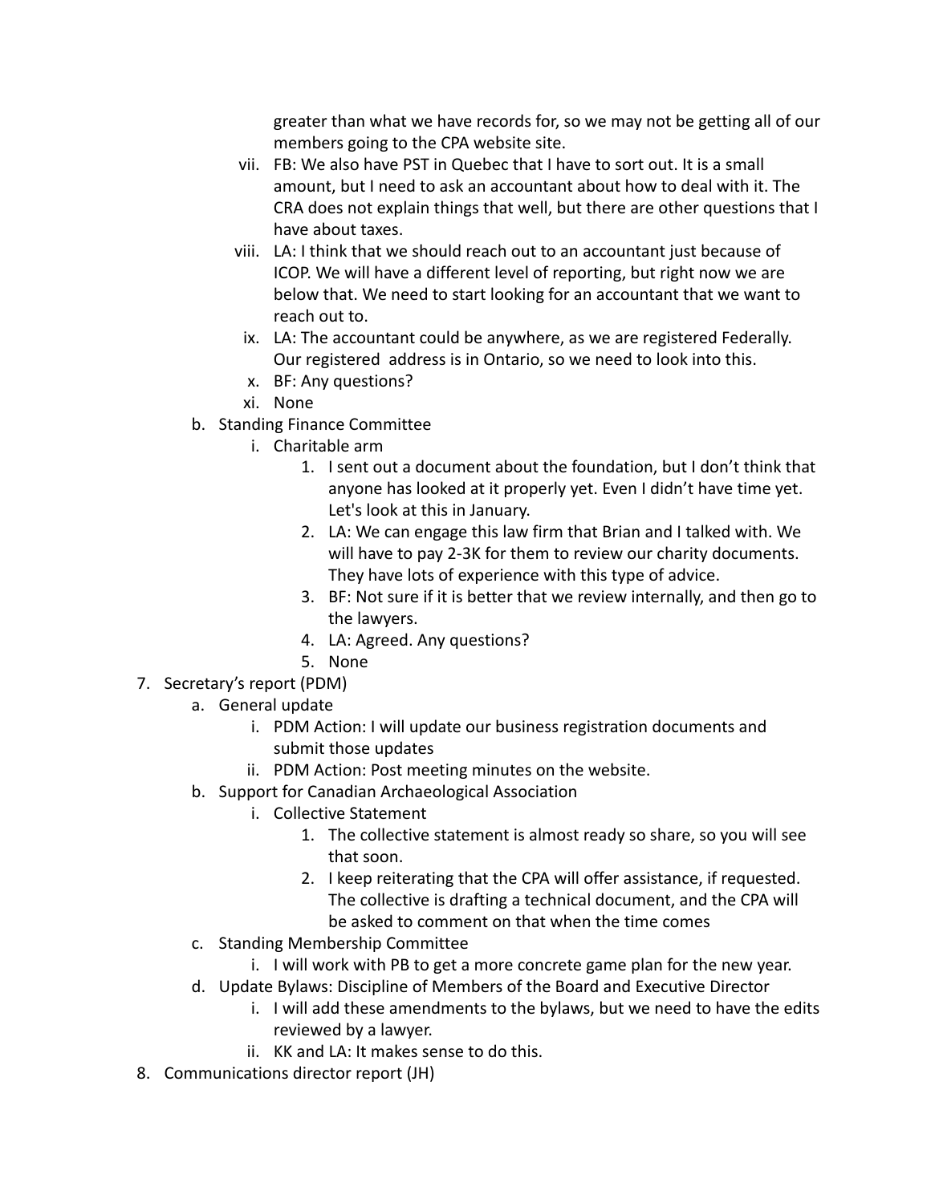greater than what we have records for, so we may not be getting all of our members going to the CPA website site.

vii. FB: We also have PST in Quebec that I have to sort out. It is a small amount, but I need to ask an accountant about how to deal with it. The CRA does not explain things that well, but there are other questions that I have about taxes.

viii. LA: I think that we should reach out to an accountant just because of ICOP. We will have a different level of reporting, but right now we are below that. We need to start looking for an accountant that we want to reach out to.

ix. LA: The accountant could be anywhere, as we are registered Federally. Our registered address is in Ontario, so we need to look into this.

x. BF: Any questions?

xi. None

b. Standing Finance Committee

   i. Charitable arm

      1. I sent out a document about the foundation, but I don't think that anyone has looked at it properly yet. Even I didn't have time yet. Let's look at this in January.
      2. LA: We can engage this law firm that Brian and I talked with. We will have to pay 2-3K for them to review our charity documents. They have lots of experience with this type of advice.
      3. BF: Not sure if it is better that we review internally, and then go to the lawyers.
      4. LA: Agreed. Any questions?
      5. None

7. Secretary's report (PDM)

   a. General update

      i. PDM Action: I will update our business registration documents and submit those updates
      ii. PDM Action: Post meeting minutes on the website.

   b. Support for Canadian Archaeological Association

      i. Collective Statement

         1. The collective statement is almost ready so share, so you will see that soon.
         2. I keep reiterating that the CPA will offer assistance, if requested. The collective is drafting a technical document, and the CPA will be asked to comment on that when the time comes

   c. Standing Membership Committee

      i. I will work with PB to get a more concrete game plan for the new year.

   d. Update Bylaws: Discipline of Members of the Board and Executive Director

      i. I will add these amendments to the bylaws, but we need to have the edits reviewed by a lawyer.
      ii. KK and LA: It makes sense to do this.

8. Communications director report (JH)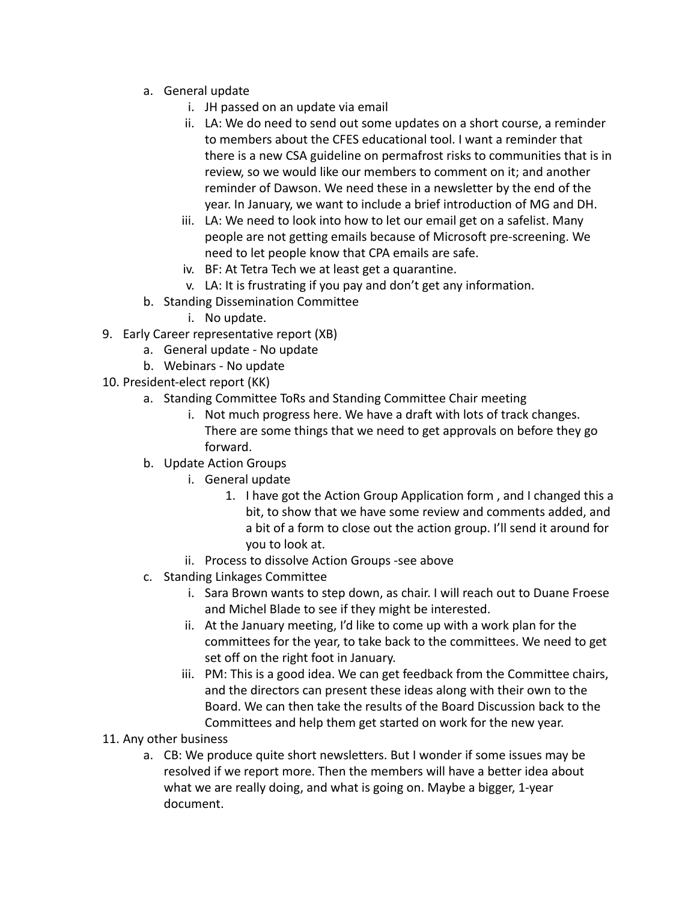a. General update
      i. JH passed on an update via email
      ii. LA: We do need to send out some updates on a short course, a reminder to members about the CFES educational tool. I want a reminder that there is a new CSA guideline on permafrost risks to communities that is in review, so we would like our members to comment on it; and another reminder of Dawson. We need these in a newsletter by the end of the year. In January, we want to include a brief introduction of MG and DH.
      iii. LA: We need to look into how to let our email get on a safelist. Many people are not getting emails because of Microsoft pre-screening. We need to let people know that CPA emails are safe.
      iv. BF: At Tetra Tech we at least get a quarantine.
      v. LA: It is frustrating if you pay and don't get any information.
   b. Standing Dissemination Committee
      i. No update.

9. Early Career representative report (XB)
   a. General update - No update
   b. Webinars - No update

10. President-elect report (KK)
   a. Standing Committee ToRs and Standing Committee Chair meeting
      i. Not much progress here. We have a draft with lots of track changes. There are some things that we need to get approvals on before they go forward.
   b. Update Action Groups
      i. General update
         1. I have got the Action Group Application form , and I changed this a bit, to show that we have some review and comments added, and a bit of a form to close out the action group. I'll send it around for you to look at.
      ii. Process to dissolve Action Groups -see above
   c. Standing Linkages Committee
      i. Sara Brown wants to step down, as chair. I will reach out to Duane Froese and Michel Blade to see if they might be interested.
      ii. At the January meeting, I'd like to come up with a work plan for the committees for the year, to take back to the committees. We need to get set off on the right foot in January.
      iii. PM: This is a good idea. We can get feedback from the Committee chairs, and the directors can present these ideas along with their own to the Board. We can then take the results of the Board Discussion back to the Committees and help them get started on work for the new year.

11. Any other business
   a. CB: We produce quite short newsletters. But I wonder if some issues may be resolved if we report more. Then the members will have a better idea about what we are really doing, and what is going on. Maybe a bigger, 1-year document.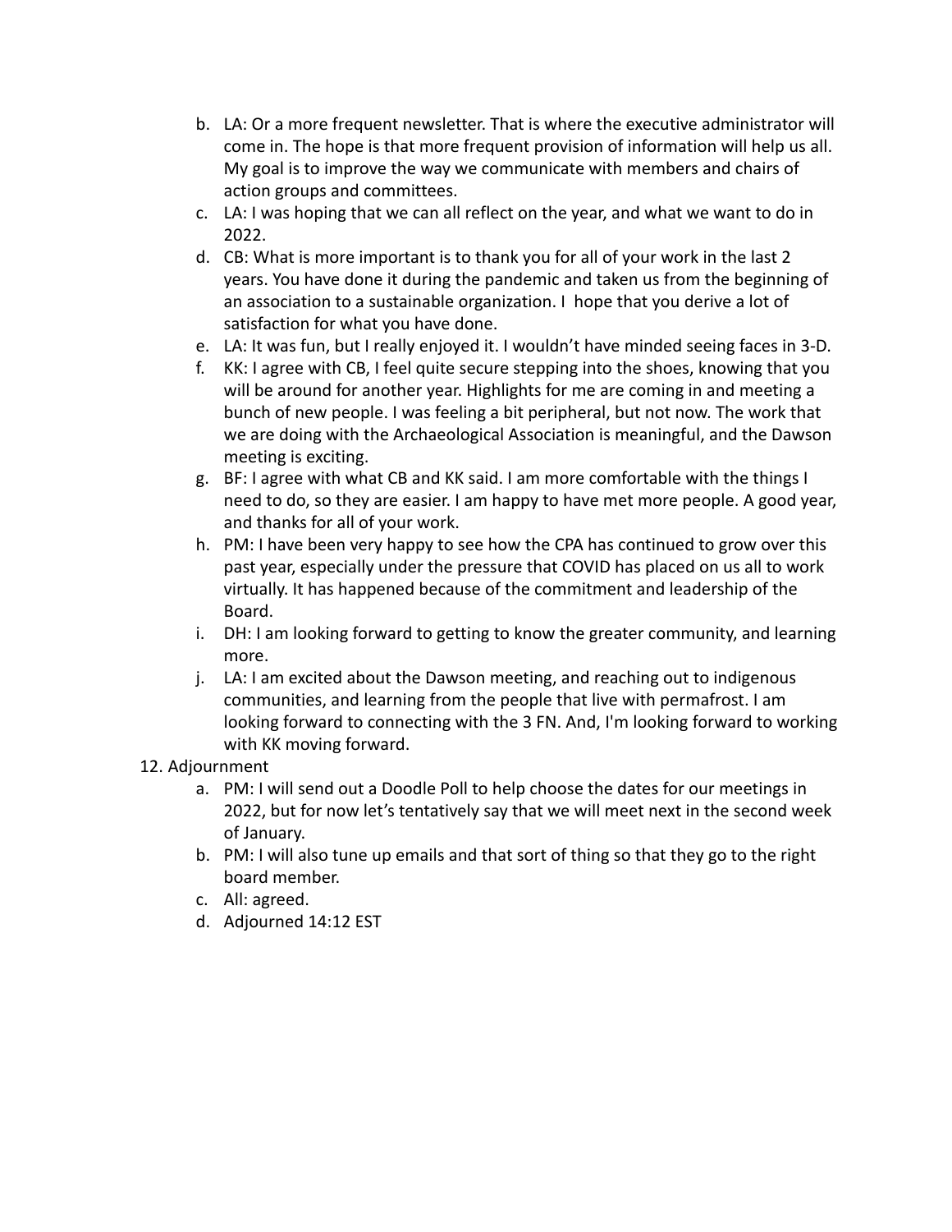b. LA: Or a more frequent newsletter. That is where the executive administrator will come in. The hope is that more frequent provision of information will help us all. My goal is to improve the way we communicate with members and chairs of action groups and committees.
   c. LA: I was hoping that we can all reflect on the year, and what we want to do in 2022.
   d. CB: What is more important is to thank you for all of your work in the last 2 years. You have done it during the pandemic and taken us from the beginning of an association to a sustainable organization. I hope that you derive a lot of satisfaction for what you have done.
   e. LA: It was fun, but I really enjoyed it. I wouldn't have minded seeing faces in 3-D.
   f. KK: I agree with CB, I feel quite secure stepping into the shoes, knowing that you will be around for another year. Highlights for me are coming in and meeting a bunch of new people. I was feeling a bit peripheral, but not now. The work that we are doing with the Archaeological Association is meaningful, and the Dawson meeting is exciting.
   g. BF: I agree with what CB and KK said. I am more comfortable with the things I need to do, so they are easier. I am happy to have met more people. A good year, and thanks for all of your work.
   h. PM: I have been very happy to see how the CPA has continued to grow over this past year, especially under the pressure that COVID has placed on us all to work virtually. It has happened because of the commitment and leadership of the Board.
   i. DH: I am looking forward to getting to know the greater community, and learning more.
   j. LA: I am excited about the Dawson meeting, and reaching out to indigenous communities, and learning from the people that live with permafrost. I am looking forward to connecting with the 3 FN. And, I'm looking forward to working with KK moving forward.

12. Adjournment
   a. PM: I will send out a Doodle Poll to help choose the dates for our meetings in 2022, but for now let's tentatively say that we will meet next in the second week of January.
   b. PM: I will also tune up emails and that sort of thing so that they go to the right board member.
   c. All: agreed.
   d. Adjourned 14:12 EST